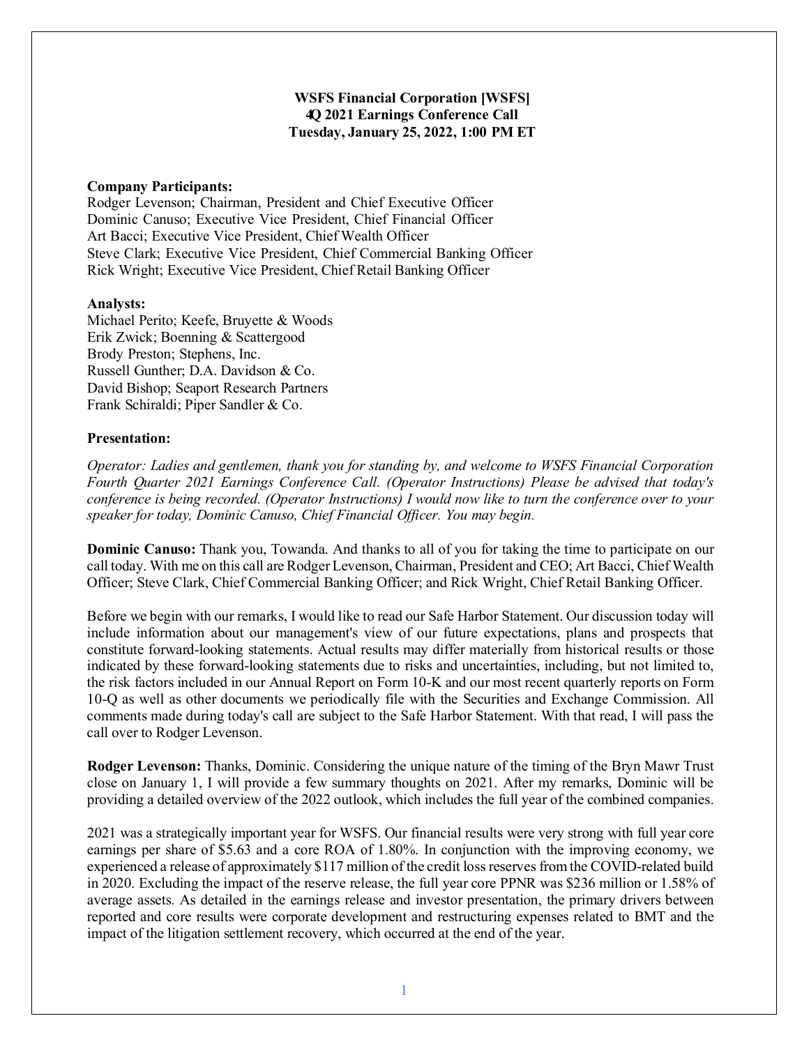**WSFS Financial Corporation [WSFS]**
**4Q 2021 Earnings Conference Call**
**Tuesday, January 25, 2022, 1:00 PM ET**

**Company Participants:**
Rodger Levenson; Chairman, President and Chief Executive Officer
Dominic Canuso; Executive Vice President, Chief Financial Officer
Art Bacci; Executive Vice President, Chief Wealth Officer
Steve Clark; Executive Vice President, Chief Commercial Banking Officer
Rick Wright; Executive Vice President, Chief Retail Banking Officer

**Analysts:**
Michael Perito; Keefe, Bruyette & Woods
Erik Zwick; Boenning & Scattergood
Brody Preston; Stephens, Inc.
Russell Gunther; D.A. Davidson & Co.
David Bishop; Seaport Research Partners
Frank Schiraldi; Piper Sandler & Co.

**Presentation:**

*Operator: Ladies and gentlemen, thank you for standing by, and welcome to WSFS Financial Corporation Fourth Quarter 2021 Earnings Conference Call. (Operator Instructions) Please be advised that today's conference is being recorded. (Operator Instructions) I would now like to turn the conference over to your speaker for today, Dominic Canuso, Chief Financial Officer. You may begin.*

**Dominic Canuso:** Thank you, Towanda. And thanks to all of you for taking the time to participate on our call today. With me on this call are Rodger Levenson, Chairman, President and CEO; Art Bacci, Chief Wealth Officer; Steve Clark, Chief Commercial Banking Officer; and Rick Wright, Chief Retail Banking Officer.

Before we begin with our remarks, I would like to read our Safe Harbor Statement. Our discussion today will include information about our management's view of our future expectations, plans and prospects that constitute forward-looking statements. Actual results may differ materially from historical results or those indicated by these forward-looking statements due to risks and uncertainties, including, but not limited to, the risk factors included in our Annual Report on Form 10-K and our most recent quarterly reports on Form 10-Q as well as other documents we periodically file with the Securities and Exchange Commission. All comments made during today's call are subject to the Safe Harbor Statement. With that read, I will pass the call over to Rodger Levenson.

**Rodger Levenson:** Thanks, Dominic. Considering the unique nature of the timing of the Bryn Mawr Trust close on January 1, I will provide a few summary thoughts on 2021. After my remarks, Dominic will be providing a detailed overview of the 2022 outlook, which includes the full year of the combined companies.

2021 was a strategically important year for WSFS. Our financial results were very strong with full year core earnings per share of $5.63 and a core ROA of 1.80%. In conjunction with the improving economy, we experienced a release of approximately $117 million of the credit loss reserves from the COVID-related build in 2020. Excluding the impact of the reserve release, the full year core PPNR was $236 million or 1.58% of average assets. As detailed in the earnings release and investor presentation, the primary drivers between reported and core results were corporate development and restructuring expenses related to BMT and the impact of the litigation settlement recovery, which occurred at the end of the year.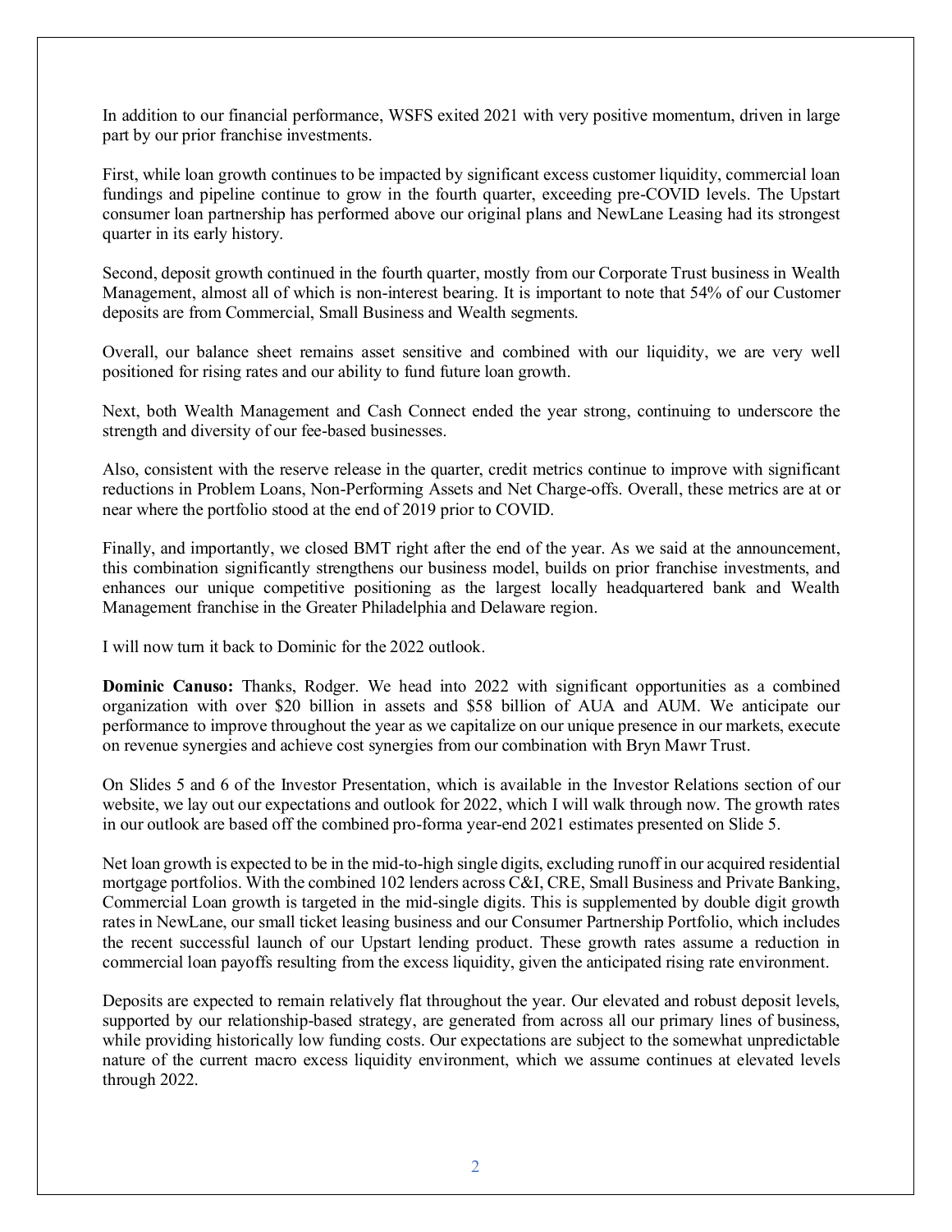In addition to our financial performance, WSFS exited 2021 with very positive momentum, driven in large part by our prior franchise investments.

First, while loan growth continues to be impacted by significant excess customer liquidity, commercial loan fundings and pipeline continue to grow in the fourth quarter, exceeding pre-COVID levels. The Upstart consumer loan partnership has performed above our original plans and NewLane Leasing had its strongest quarter in its early history.

Second, deposit growth continued in the fourth quarter, mostly from our Corporate Trust business in Wealth Management, almost all of which is non-interest bearing. It is important to note that 54% of our Customer deposits are from Commercial, Small Business and Wealth segments.

Overall, our balance sheet remains asset sensitive and combined with our liquidity, we are very well positioned for rising rates and our ability to fund future loan growth.

Next, both Wealth Management and Cash Connect ended the year strong, continuing to underscore the strength and diversity of our fee-based businesses.

Also, consistent with the reserve release in the quarter, credit metrics continue to improve with significant reductions in Problem Loans, Non-Performing Assets and Net Charge-offs. Overall, these metrics are at or near where the portfolio stood at the end of 2019 prior to COVID.

Finally, and importantly, we closed BMT right after the end of the year. As we said at the announcement, this combination significantly strengthens our business model, builds on prior franchise investments, and enhances our unique competitive positioning as the largest locally headquartered bank and Wealth Management franchise in the Greater Philadelphia and Delaware region.

I will now turn it back to Dominic for the 2022 outlook.

**Dominic Canuso:** Thanks, Rodger. We head into 2022 with significant opportunities as a combined organization with over $20 billion in assets and $58 billion of AUA and AUM. We anticipate our performance to improve throughout the year as we capitalize on our unique presence in our markets, execute on revenue synergies and achieve cost synergies from our combination with Bryn Mawr Trust.

On Slides 5 and 6 of the Investor Presentation, which is available in the Investor Relations section of our website, we lay out our expectations and outlook for 2022, which I will walk through now. The growth rates in our outlook are based off the combined pro-forma year-end 2021 estimates presented on Slide 5.

Net loan growth is expected to be in the mid-to-high single digits, excluding runoff in our acquired residential mortgage portfolios. With the combined 102 lenders across C&I, CRE, Small Business and Private Banking, Commercial Loan growth is targeted in the mid-single digits. This is supplemented by double digit growth rates in NewLane, our small ticket leasing business and our Consumer Partnership Portfolio, which includes the recent successful launch of our Upstart lending product. These growth rates assume a reduction in commercial loan payoffs resulting from the excess liquidity, given the anticipated rising rate environment.

Deposits are expected to remain relatively flat throughout the year. Our elevated and robust deposit levels, supported by our relationship-based strategy, are generated from across all our primary lines of business, while providing historically low funding costs. Our expectations are subject to the somewhat unpredictable nature of the current macro excess liquidity environment, which we assume continues at elevated levels through 2022.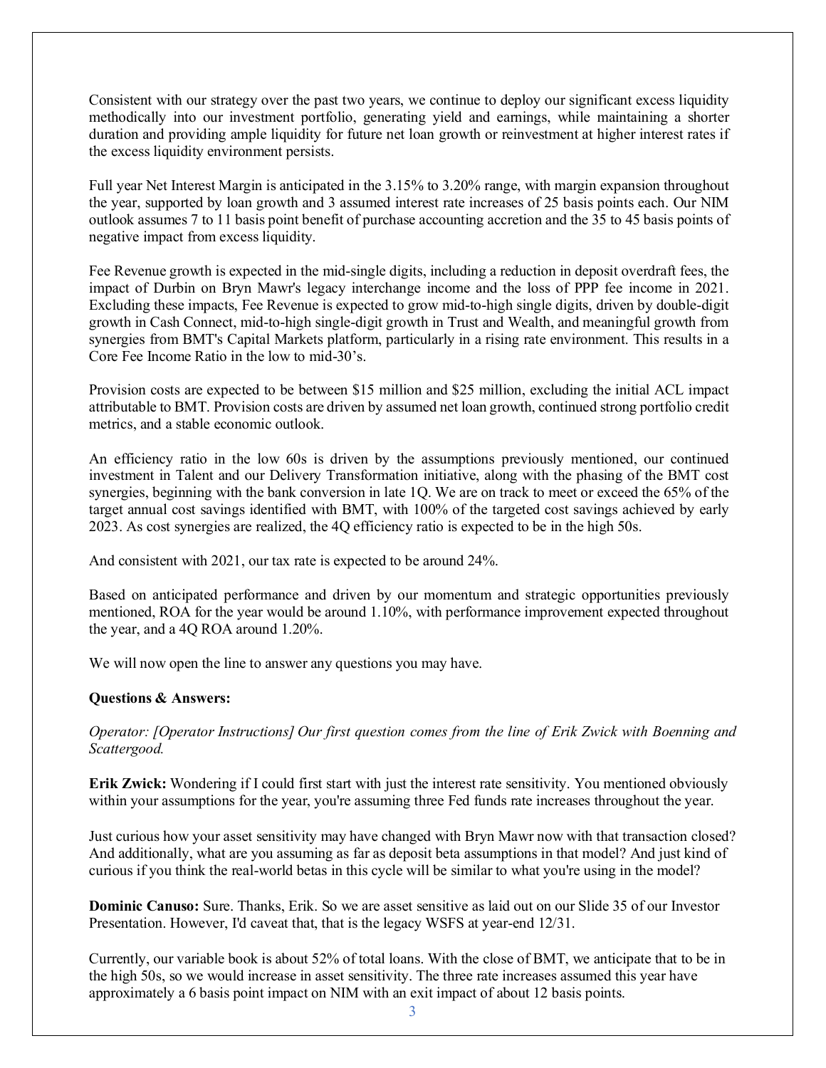Consistent with our strategy over the past two years, we continue to deploy our significant excess liquidity methodically into our investment portfolio, generating yield and earnings, while maintaining a shorter duration and providing ample liquidity for future net loan growth or reinvestment at higher interest rates if the excess liquidity environment persists.

Full year Net Interest Margin is anticipated in the 3.15% to 3.20% range, with margin expansion throughout the year, supported by loan growth and 3 assumed interest rate increases of 25 basis points each. Our NIM outlook assumes 7 to 11 basis point benefit of purchase accounting accretion and the 35 to 45 basis points of negative impact from excess liquidity.

Fee Revenue growth is expected in the mid-single digits, including a reduction in deposit overdraft fees, the impact of Durbin on Bryn Mawr's legacy interchange income and the loss of PPP fee income in 2021. Excluding these impacts, Fee Revenue is expected to grow mid-to-high single digits, driven by double-digit growth in Cash Connect, mid-to-high single-digit growth in Trust and Wealth, and meaningful growth from synergies from BMT's Capital Markets platform, particularly in a rising rate environment. This results in a Core Fee Income Ratio in the low to mid-30's.

Provision costs are expected to be between $15 million and $25 million, excluding the initial ACL impact attributable to BMT. Provision costs are driven by assumed net loan growth, continued strong portfolio credit metrics, and a stable economic outlook.

An efficiency ratio in the low 60s is driven by the assumptions previously mentioned, our continued investment in Talent and our Delivery Transformation initiative, along with the phasing of the BMT cost synergies, beginning with the bank conversion in late 1Q. We are on track to meet or exceed the 65% of the target annual cost savings identified with BMT, with 100% of the targeted cost savings achieved by early 2023. As cost synergies are realized, the 4Q efficiency ratio is expected to be in the high 50s.

And consistent with 2021, our tax rate is expected to be around 24%.

Based on anticipated performance and driven by our momentum and strategic opportunities previously mentioned, ROA for the year would be around 1.10%, with performance improvement expected throughout the year, and a 4Q ROA around 1.20%.

We will now open the line to answer any questions you may have.

**Questions & Answers:**

*Operator: [Operator Instructions] Our first question comes from the line of Erik Zwick with Boenning and Scattergood.*

**Erik Zwick:** Wondering if I could first start with just the interest rate sensitivity. You mentioned obviously within your assumptions for the year, you're assuming three Fed funds rate increases throughout the year.

Just curious how your asset sensitivity may have changed with Bryn Mawr now with that transaction closed? And additionally, what are you assuming as far as deposit beta assumptions in that model? And just kind of curious if you think the real-world betas in this cycle will be similar to what you're using in the model?

**Dominic Canuso:** Sure. Thanks, Erik. So we are asset sensitive as laid out on our Slide 35 of our Investor Presentation. However, I'd caveat that, that is the legacy WSFS at year-end 12/31.

Currently, our variable book is about 52% of total loans. With the close of BMT, we anticipate that to be in the high 50s, so we would increase in asset sensitivity. The three rate increases assumed this year have approximately a 6 basis point impact on NIM with an exit impact of about 12 basis points.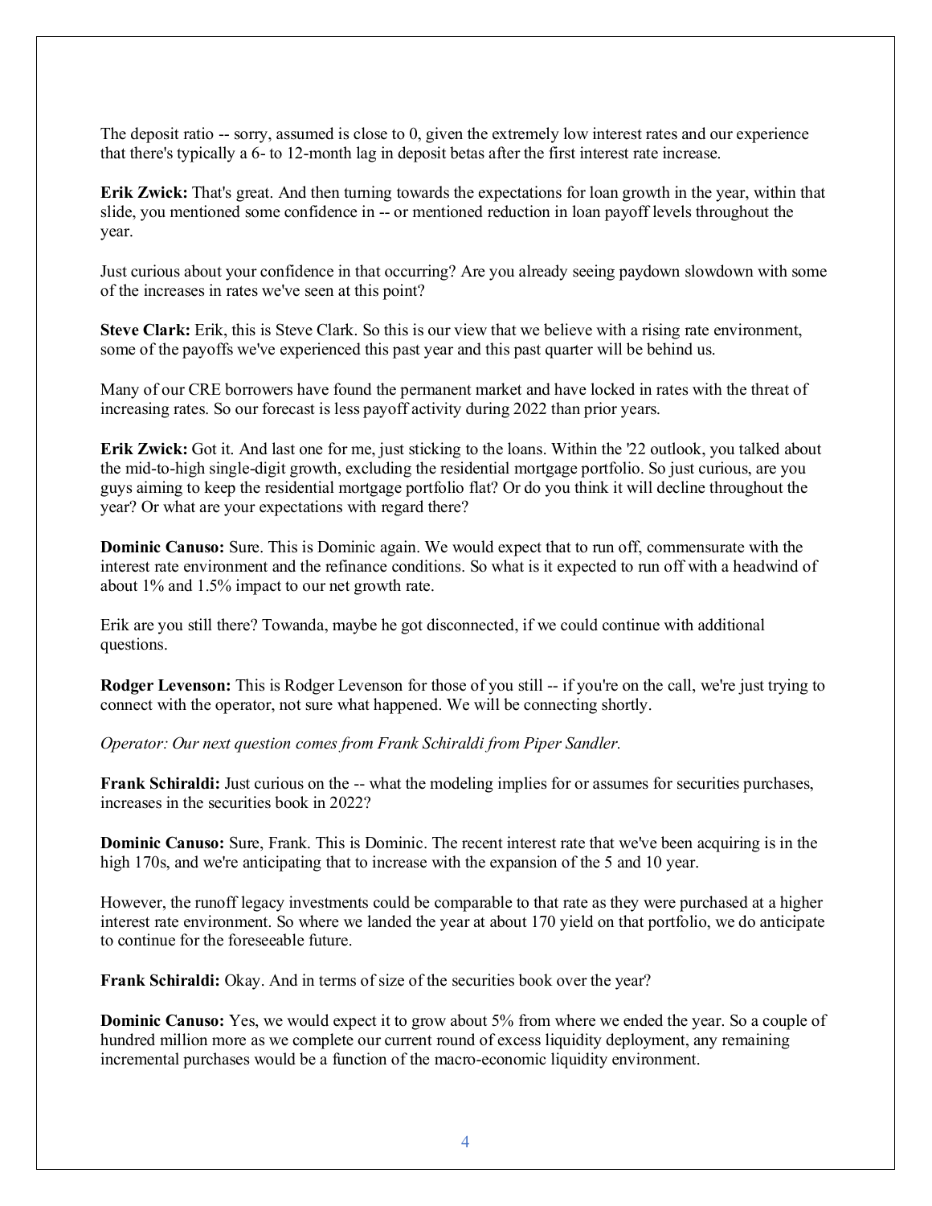The deposit ratio -- sorry, assumed is close to 0, given the extremely low interest rates and our experience that there's typically a 6- to 12-month lag in deposit betas after the first interest rate increase.

**Erik Zwick:** That's great. And then turning towards the expectations for loan growth in the year, within that slide, you mentioned some confidence in -- or mentioned reduction in loan payoff levels throughout the year.

Just curious about your confidence in that occurring? Are you already seeing paydown slowdown with some of the increases in rates we've seen at this point?

**Steve Clark:** Erik, this is Steve Clark. So this is our view that we believe with a rising rate environment, some of the payoffs we've experienced this past year and this past quarter will be behind us.

Many of our CRE borrowers have found the permanent market and have locked in rates with the threat of increasing rates. So our forecast is less payoff activity during 2022 than prior years.

**Erik Zwick:** Got it. And last one for me, just sticking to the loans. Within the '22 outlook, you talked about the mid-to-high single-digit growth, excluding the residential mortgage portfolio. So just curious, are you guys aiming to keep the residential mortgage portfolio flat? Or do you think it will decline throughout the year? Or what are your expectations with regard there?

**Dominic Canuso:** Sure. This is Dominic again. We would expect that to run off, commensurate with the interest rate environment and the refinance conditions. So what is it expected to run off with a headwind of about 1% and 1.5% impact to our net growth rate.

Erik are you still there? Towanda, maybe he got disconnected, if we could continue with additional questions.

**Rodger Levenson:** This is Rodger Levenson for those of you still -- if you're on the call, we're just trying to connect with the operator, not sure what happened. We will be connecting shortly.

*Operator: Our next question comes from Frank Schiraldi from Piper Sandler.*

**Frank Schiraldi:** Just curious on the -- what the modeling implies for or assumes for securities purchases, increases in the securities book in 2022?

**Dominic Canuso:** Sure, Frank. This is Dominic. The recent interest rate that we've been acquiring is in the high 170s, and we're anticipating that to increase with the expansion of the 5 and 10 year.

However, the runoff legacy investments could be comparable to that rate as they were purchased at a higher interest rate environment. So where we landed the year at about 170 yield on that portfolio, we do anticipate to continue for the foreseeable future.

**Frank Schiraldi:** Okay. And in terms of size of the securities book over the year?

**Dominic Canuso:** Yes, we would expect it to grow about 5% from where we ended the year. So a couple of hundred million more as we complete our current round of excess liquidity deployment, any remaining incremental purchases would be a function of the macro-economic liquidity environment.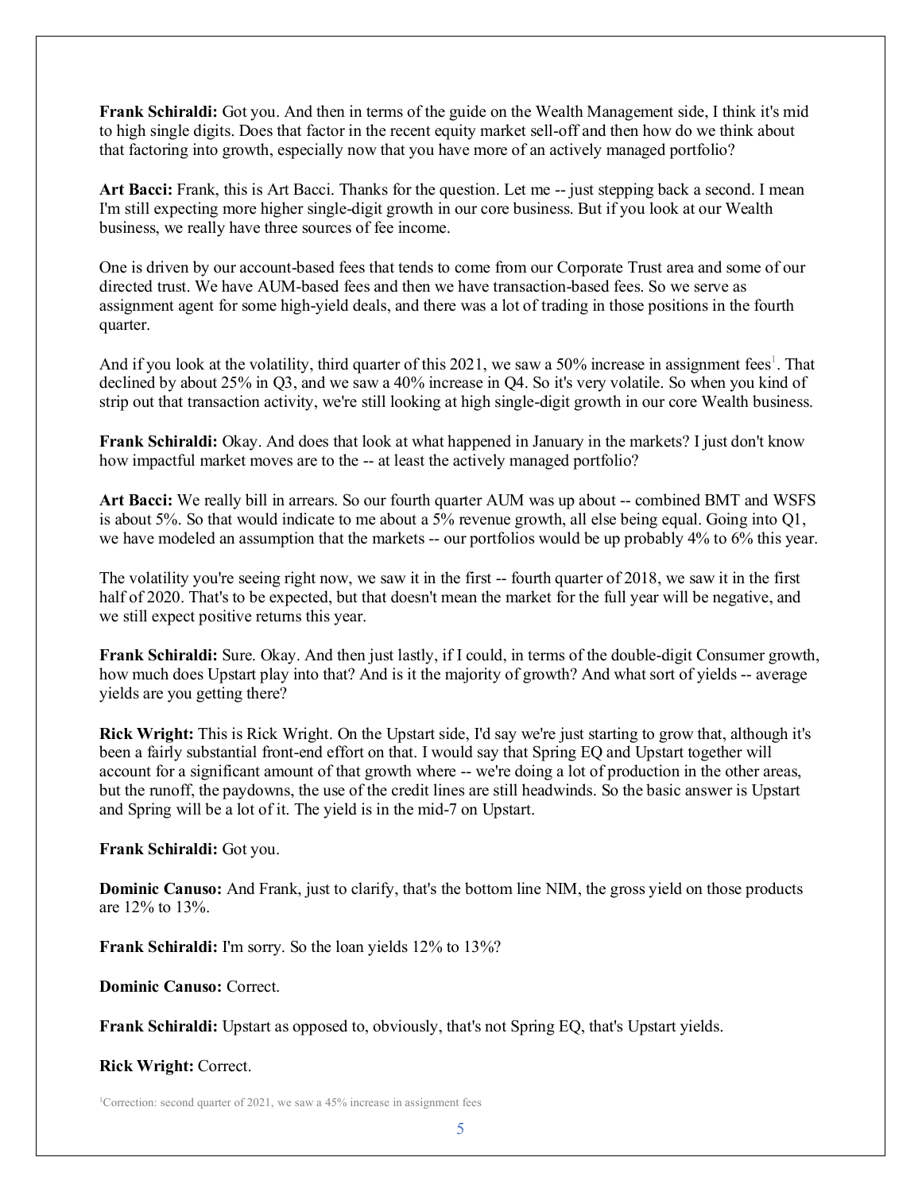**Frank Schiraldi:** Got you. And then in terms of the guide on the Wealth Management side, I think it's mid to high single digits. Does that factor in the recent equity market sell-off and then how do we think about that factoring into growth, especially now that you have more of an actively managed portfolio?

**Art Bacci:** Frank, this is Art Bacci. Thanks for the question. Let me -- just stepping back a second. I mean I'm still expecting more higher single-digit growth in our core business. But if you look at our Wealth business, we really have three sources of fee income.

One is driven by our account-based fees that tends to come from our Corporate Trust area and some of our directed trust. We have AUM-based fees and then we have transaction-based fees. So we serve as assignment agent for some high-yield deals, and there was a lot of trading in those positions in the fourth quarter.

And if you look at the volatility, third quarter of this 2021, we saw a 50% increase in assignment fees[1]. That declined by about 25% in Q3, and we saw a 40% increase in Q4. So it's very volatile. So when you kind of strip out that transaction activity, we're still looking at high single-digit growth in our core Wealth business.

**Frank Schiraldi:** Okay. And does that look at what happened in January in the markets? I just don't know how impactful market moves are to the -- at least the actively managed portfolio?

**Art Bacci:** We really bill in arrears. So our fourth quarter AUM was up about -- combined BMT and WSFS is about 5%. So that would indicate to me about a 5% revenue growth, all else being equal. Going into Q1, we have modeled an assumption that the markets -- our portfolios would be up probably 4% to 6% this year.

The volatility you're seeing right now, we saw it in the first -- fourth quarter of 2018, we saw it in the first half of 2020. That's to be expected, but that doesn't mean the market for the full year will be negative, and we still expect positive returns this year.

**Frank Schiraldi:** Sure. Okay. And then just lastly, if I could, in terms of the double-digit Consumer growth, how much does Upstart play into that? And is it the majority of growth? And what sort of yields -- average yields are you getting there?

**Rick Wright:** This is Rick Wright. On the Upstart side, I'd say we're just starting to grow that, although it's been a fairly substantial front-end effort on that. I would say that Spring EQ and Upstart together will account for a significant amount of that growth where -- we're doing a lot of production in the other areas, but the runoff, the paydowns, the use of the credit lines are still headwinds. So the basic answer is Upstart and Spring will be a lot of it. The yield is in the mid-7 on Upstart.

**Frank Schiraldi:** Got you.

**Dominic Canuso:** And Frank, just to clarify, that's the bottom line NIM, the gross yield on those products are 12% to 13%.

**Frank Schiraldi:** I'm sorry. So the loan yields 12% to 13%?

**Dominic Canuso:** Correct.

**Frank Schiraldi:** Upstart as opposed to, obviously, that's not Spring EQ, that's Upstart yields.

**Rick Wright:** Correct.

[1] Correction: second quarter of 2021, we saw a 45% increase in assignment fees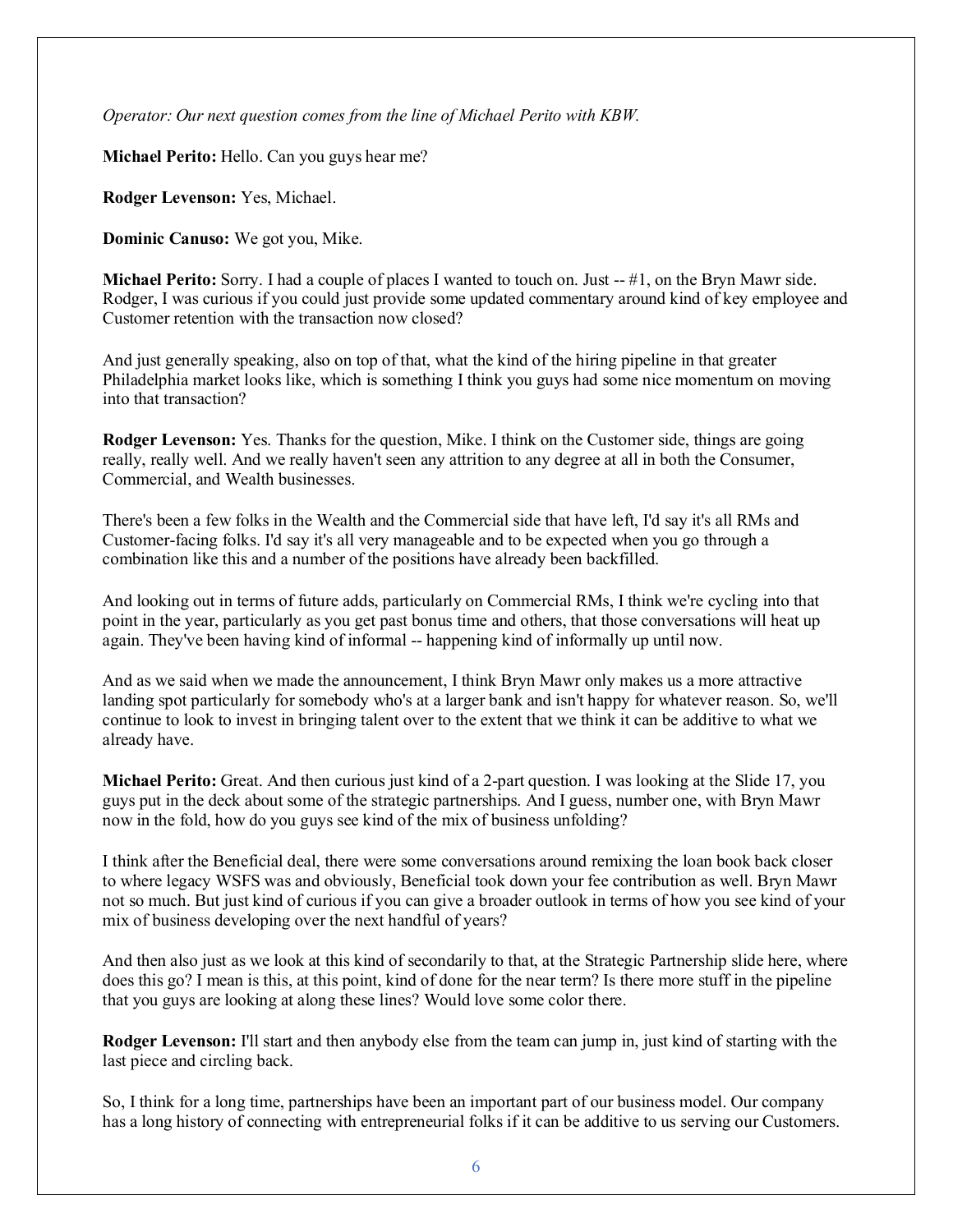*Operator: Our next question comes from the line of Michael Perito with KBW.*

**Michael Perito:** Hello. Can you guys hear me?

**Rodger Levenson:** Yes, Michael.

**Dominic Canuso:** We got you, Mike.

**Michael Perito:** Sorry. I had a couple of places I wanted to touch on. Just -- #1, on the Bryn Mawr side. Rodger, I was curious if you could just provide some updated commentary around kind of key employee and Customer retention with the transaction now closed?

And just generally speaking, also on top of that, what the kind of the hiring pipeline in that greater Philadelphia market looks like, which is something I think you guys had some nice momentum on moving into that transaction?

**Rodger Levenson:** Yes. Thanks for the question, Mike. I think on the Customer side, things are going really, really well. And we really haven't seen any attrition to any degree at all in both the Consumer, Commercial, and Wealth businesses.

There's been a few folks in the Wealth and the Commercial side that have left, I'd say it's all RMs and Customer-facing folks. I'd say it's all very manageable and to be expected when you go through a combination like this and a number of the positions have already been backfilled.

And looking out in terms of future adds, particularly on Commercial RMs, I think we're cycling into that point in the year, particularly as you get past bonus time and others, that those conversations will heat up again. They've been having kind of informal -- happening kind of informally up until now.

And as we said when we made the announcement, I think Bryn Mawr only makes us a more attractive landing spot particularly for somebody who's at a larger bank and isn't happy for whatever reason. So, we'll continue to look to invest in bringing talent over to the extent that we think it can be additive to what we already have.

**Michael Perito:** Great. And then curious just kind of a 2-part question. I was looking at the Slide 17, you guys put in the deck about some of the strategic partnerships. And I guess, number one, with Bryn Mawr now in the fold, how do you guys see kind of the mix of business unfolding?

I think after the Beneficial deal, there were some conversations around remixing the loan book back closer to where legacy WSFS was and obviously, Beneficial took down your fee contribution as well. Bryn Mawr not so much. But just kind of curious if you can give a broader outlook in terms of how you see kind of your mix of business developing over the next handful of years?

And then also just as we look at this kind of secondarily to that, at the Strategic Partnership slide here, where does this go? I mean is this, at this point, kind of done for the near term? Is there more stuff in the pipeline that you guys are looking at along these lines? Would love some color there.

**Rodger Levenson:** I'll start and then anybody else from the team can jump in, just kind of starting with the last piece and circling back.

So, I think for a long time, partnerships have been an important part of our business model. Our company has a long history of connecting with entrepreneurial folks if it can be additive to us serving our Customers.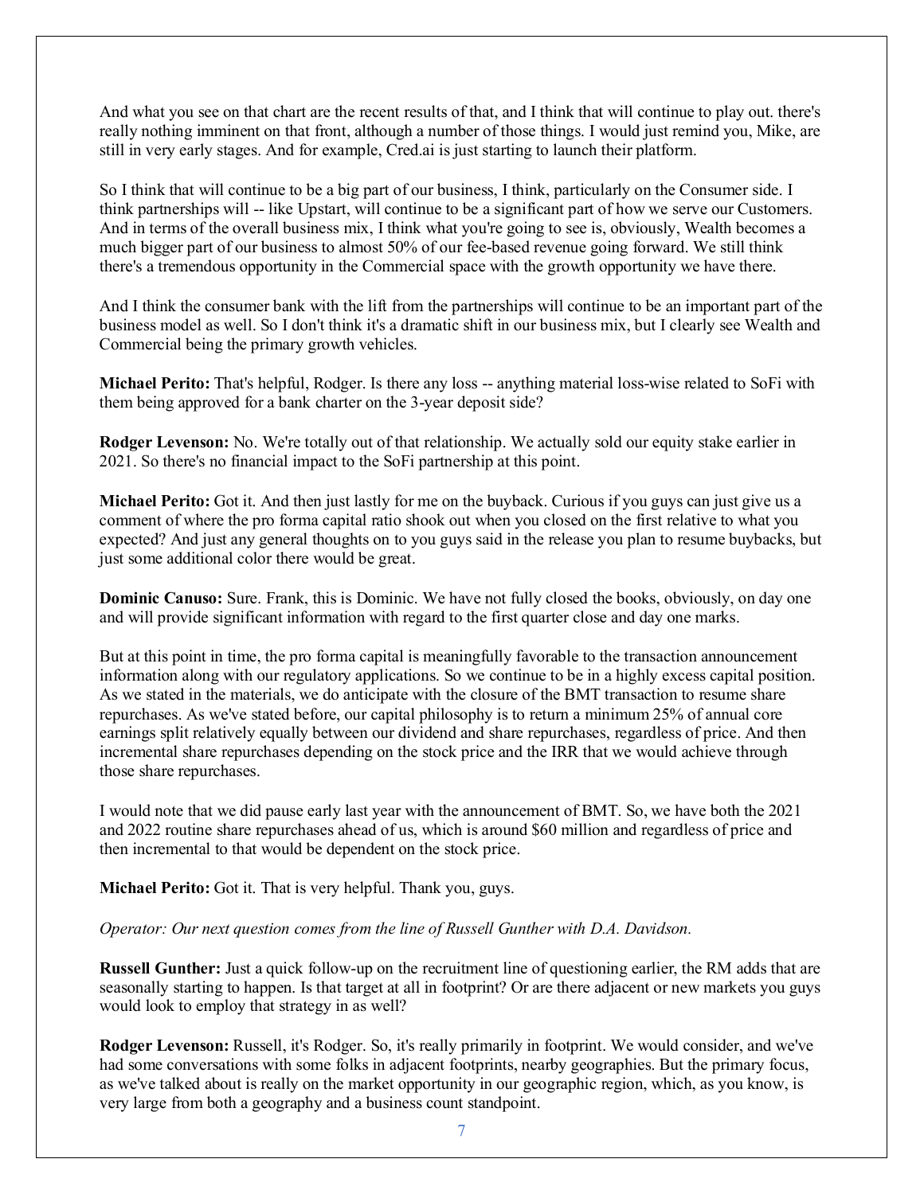And what you see on that chart are the recent results of that, and I think that will continue to play out. there's really nothing imminent on that front, although a number of those things. I would just remind you, Mike, are still in very early stages. And for example, Cred.ai is just starting to launch their platform.

So I think that will continue to be a big part of our business, I think, particularly on the Consumer side. I think partnerships will -- like Upstart, will continue to be a significant part of how we serve our Customers. And in terms of the overall business mix, I think what you're going to see is, obviously, Wealth becomes a much bigger part of our business to almost 50% of our fee-based revenue going forward. We still think there's a tremendous opportunity in the Commercial space with the growth opportunity we have there.

And I think the consumer bank with the lift from the partnerships will continue to be an important part of the business model as well. So I don't think it's a dramatic shift in our business mix, but I clearly see Wealth and Commercial being the primary growth vehicles.

**Michael Perito:** That's helpful, Rodger. Is there any loss -- anything material loss-wise related to SoFi with them being approved for a bank charter on the 3-year deposit side?

**Rodger Levenson:** No. We're totally out of that relationship. We actually sold our equity stake earlier in 2021. So there's no financial impact to the SoFi partnership at this point.

**Michael Perito:** Got it. And then just lastly for me on the buyback. Curious if you guys can just give us a comment of where the pro forma capital ratio shook out when you closed on the first relative to what you expected? And just any general thoughts on to you guys said in the release you plan to resume buybacks, but just some additional color there would be great.

**Dominic Canuso:** Sure. Frank, this is Dominic. We have not fully closed the books, obviously, on day one and will provide significant information with regard to the first quarter close and day one marks.

But at this point in time, the pro forma capital is meaningfully favorable to the transaction announcement information along with our regulatory applications. So we continue to be in a highly excess capital position. As we stated in the materials, we do anticipate with the closure of the BMT transaction to resume share repurchases. As we've stated before, our capital philosophy is to return a minimum 25% of annual core earnings split relatively equally between our dividend and share repurchases, regardless of price. And then incremental share repurchases depending on the stock price and the IRR that we would achieve through those share repurchases.

I would note that we did pause early last year with the announcement of BMT. So, we have both the 2021 and 2022 routine share repurchases ahead of us, which is around $60 million and regardless of price and then incremental to that would be dependent on the stock price.

**Michael Perito:** Got it. That is very helpful. Thank you, guys.

*Operator: Our next question comes from the line of Russell Gunther with D.A. Davidson.*

**Russell Gunther:** Just a quick follow-up on the recruitment line of questioning earlier, the RM adds that are seasonally starting to happen. Is that target at all in footprint? Or are there adjacent or new markets you guys would look to employ that strategy in as well?

**Rodger Levenson:** Russell, it's Rodger. So, it's really primarily in footprint. We would consider, and we've had some conversations with some folks in adjacent footprints, nearby geographies. But the primary focus, as we've talked about is really on the market opportunity in our geographic region, which, as you know, is very large from both a geography and a business count standpoint.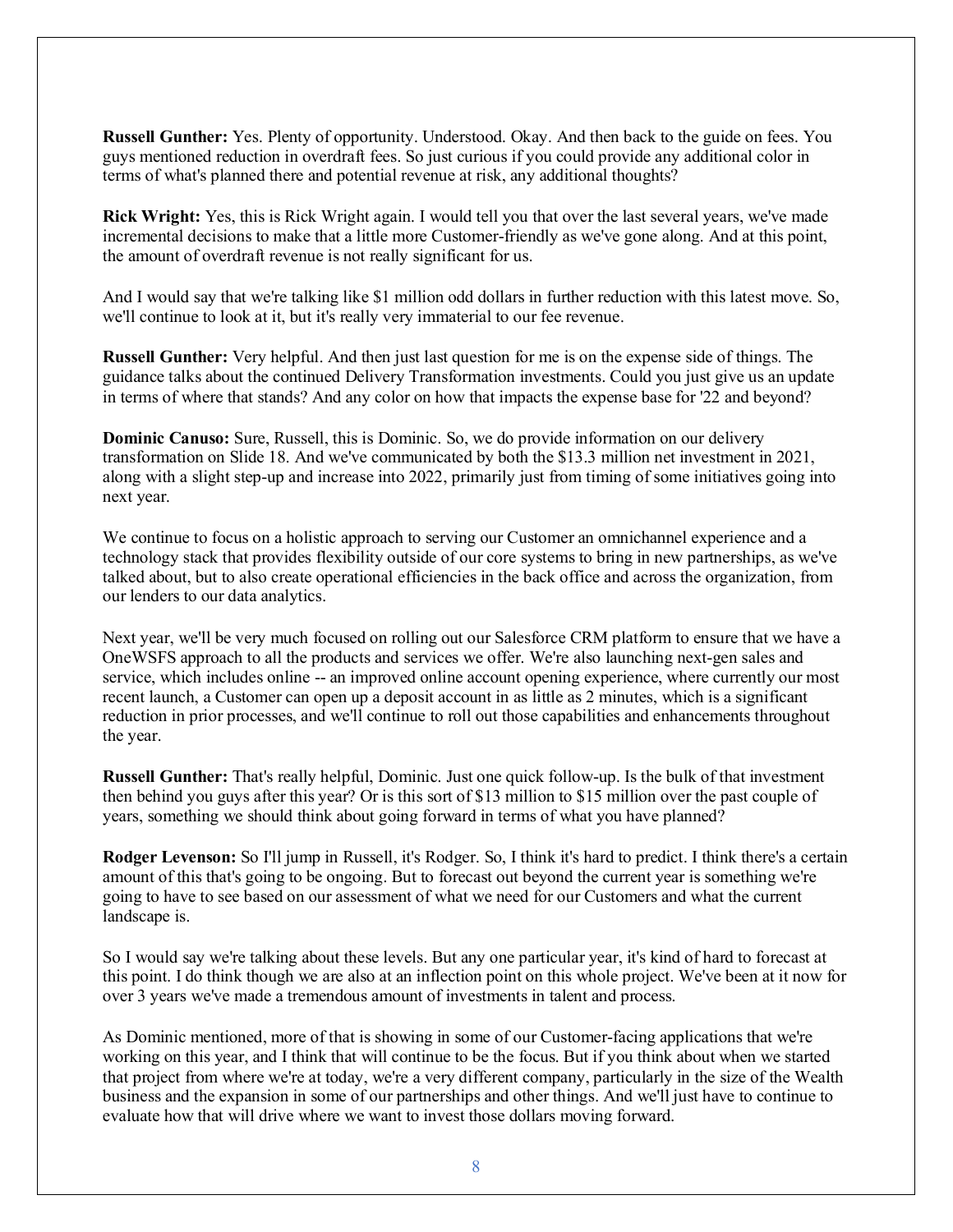**Russell Gunther:** Yes. Plenty of opportunity. Understood. Okay. And then back to the guide on fees. You guys mentioned reduction in overdraft fees. So just curious if you could provide any additional color in terms of what's planned there and potential revenue at risk, any additional thoughts?

**Rick Wright:** Yes, this is Rick Wright again. I would tell you that over the last several years, we've made incremental decisions to make that a little more Customer-friendly as we've gone along. And at this point, the amount of overdraft revenue is not really significant for us.

And I would say that we're talking like $1 million odd dollars in further reduction with this latest move. So, we'll continue to look at it, but it's really very immaterial to our fee revenue.

**Russell Gunther:** Very helpful. And then just last question for me is on the expense side of things. The guidance talks about the continued Delivery Transformation investments. Could you just give us an update in terms of where that stands? And any color on how that impacts the expense base for '22 and beyond?

**Dominic Canuso:** Sure, Russell, this is Dominic. So, we do provide information on our delivery transformation on Slide 18. And we've communicated by both the $13.3 million net investment in 2021, along with a slight step-up and increase into 2022, primarily just from timing of some initiatives going into next year.

We continue to focus on a holistic approach to serving our Customer an omnichannel experience and a technology stack that provides flexibility outside of our core systems to bring in new partnerships, as we've talked about, but to also create operational efficiencies in the back office and across the organization, from our lenders to our data analytics.

Next year, we'll be very much focused on rolling out our Salesforce CRM platform to ensure that we have a OneWSFS approach to all the products and services we offer. We're also launching next-gen sales and service, which includes online -- an improved online account opening experience, where currently our most recent launch, a Customer can open up a deposit account in as little as 2 minutes, which is a significant reduction in prior processes, and we'll continue to roll out those capabilities and enhancements throughout the year.

**Russell Gunther:** That's really helpful, Dominic. Just one quick follow-up. Is the bulk of that investment then behind you guys after this year? Or is this sort of $13 million to $15 million over the past couple of years, something we should think about going forward in terms of what you have planned?

**Rodger Levenson:** So I'll jump in Russell, it's Rodger. So, I think it's hard to predict. I think there's a certain amount of this that's going to be ongoing. But to forecast out beyond the current year is something we're going to have to see based on our assessment of what we need for our Customers and what the current landscape is.

So I would say we're talking about these levels. But any one particular year, it's kind of hard to forecast at this point. I do think though we are also at an inflection point on this whole project. We've been at it now for over 3 years we've made a tremendous amount of investments in talent and process.

As Dominic mentioned, more of that is showing in some of our Customer-facing applications that we're working on this year, and I think that will continue to be the focus. But if you think about when we started that project from where we're at today, we're a very different company, particularly in the size of the Wealth business and the expansion in some of our partnerships and other things. And we'll just have to continue to evaluate how that will drive where we want to invest those dollars moving forward.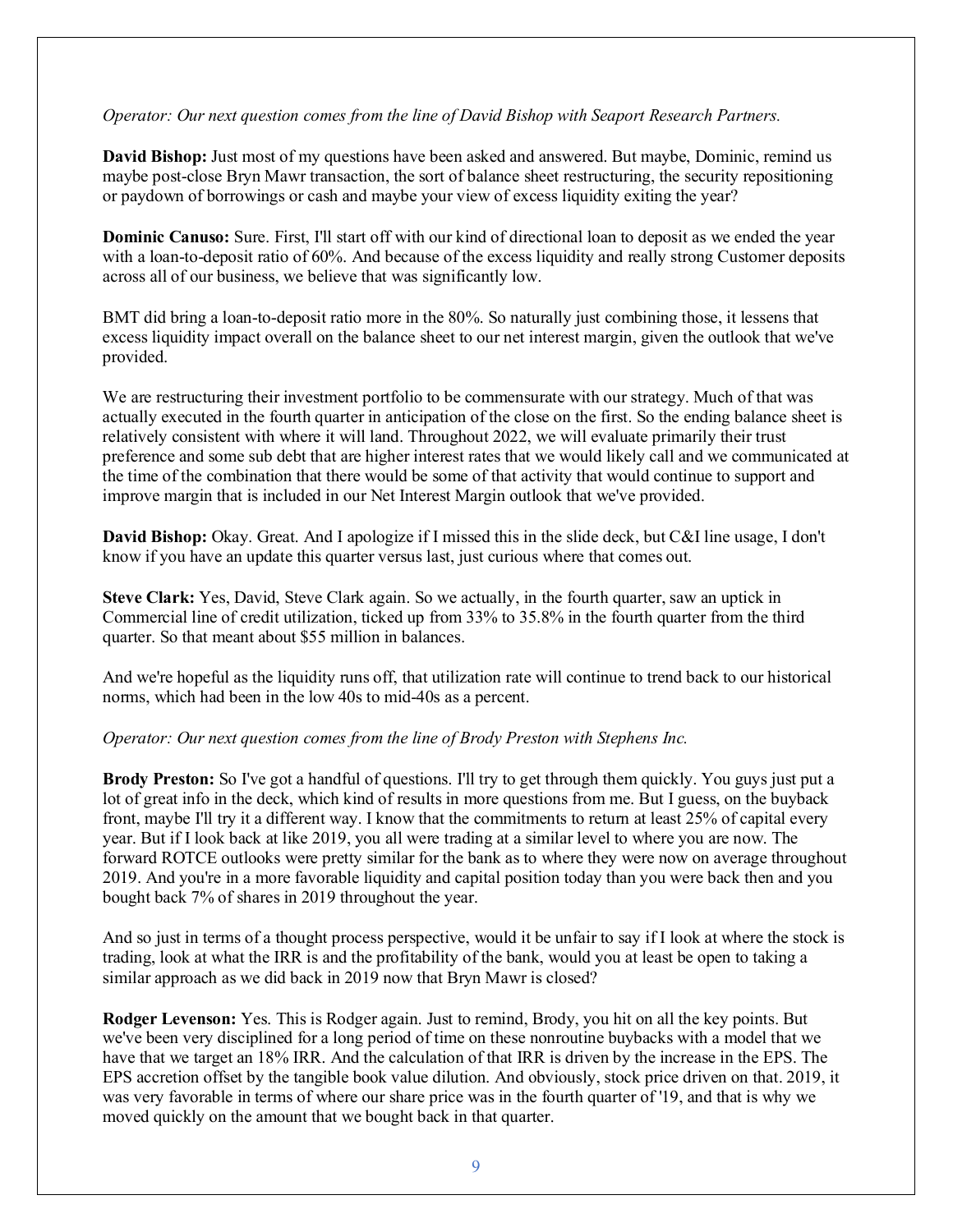*Operator: Our next question comes from the line of David Bishop with Seaport Research Partners.*

**David Bishop:** Just most of my questions have been asked and answered. But maybe, Dominic, remind us maybe post-close Bryn Mawr transaction, the sort of balance sheet restructuring, the security repositioning or paydown of borrowings or cash and maybe your view of excess liquidity exiting the year?

**Dominic Canuso:** Sure. First, I'll start off with our kind of directional loan to deposit as we ended the year with a loan-to-deposit ratio of 60%. And because of the excess liquidity and really strong Customer deposits across all of our business, we believe that was significantly low.

BMT did bring a loan-to-deposit ratio more in the 80%. So naturally just combining those, it lessens that excess liquidity impact overall on the balance sheet to our net interest margin, given the outlook that we've provided.

We are restructuring their investment portfolio to be commensurate with our strategy. Much of that was actually executed in the fourth quarter in anticipation of the close on the first. So the ending balance sheet is relatively consistent with where it will land. Throughout 2022, we will evaluate primarily their trust preference and some sub debt that are higher interest rates that we would likely call and we communicated at the time of the combination that there would be some of that activity that would continue to support and improve margin that is included in our Net Interest Margin outlook that we've provided.

**David Bishop:** Okay. Great. And I apologize if I missed this in the slide deck, but C&I line usage, I don't know if you have an update this quarter versus last, just curious where that comes out.

**Steve Clark:** Yes, David, Steve Clark again. So we actually, in the fourth quarter, saw an uptick in Commercial line of credit utilization, ticked up from 33% to 35.8% in the fourth quarter from the third quarter. So that meant about $55 million in balances.

And we're hopeful as the liquidity runs off, that utilization rate will continue to trend back to our historical norms, which had been in the low 40s to mid-40s as a percent.

*Operator: Our next question comes from the line of Brody Preston with Stephens Inc.*

**Brody Preston:** So I've got a handful of questions. I'll try to get through them quickly. You guys just put a lot of great info in the deck, which kind of results in more questions from me. But I guess, on the buyback front, maybe I'll try it a different way. I know that the commitments to return at least 25% of capital every year. But if I look back at like 2019, you all were trading at a similar level to where you are now. The forward ROTCE outlooks were pretty similar for the bank as to where they were now on average throughout 2019. And you're in a more favorable liquidity and capital position today than you were back then and you bought back 7% of shares in 2019 throughout the year.

And so just in terms of a thought process perspective, would it be unfair to say if I look at where the stock is trading, look at what the IRR is and the profitability of the bank, would you at least be open to taking a similar approach as we did back in 2019 now that Bryn Mawr is closed?

**Rodger Levenson:** Yes. This is Rodger again. Just to remind, Brody, you hit on all the key points. But we've been very disciplined for a long period of time on these nonroutine buybacks with a model that we have that we target an 18% IRR. And the calculation of that IRR is driven by the increase in the EPS. The EPS accretion offset by the tangible book value dilution. And obviously, stock price driven on that. 2019, it was very favorable in terms of where our share price was in the fourth quarter of '19, and that is why we moved quickly on the amount that we bought back in that quarter.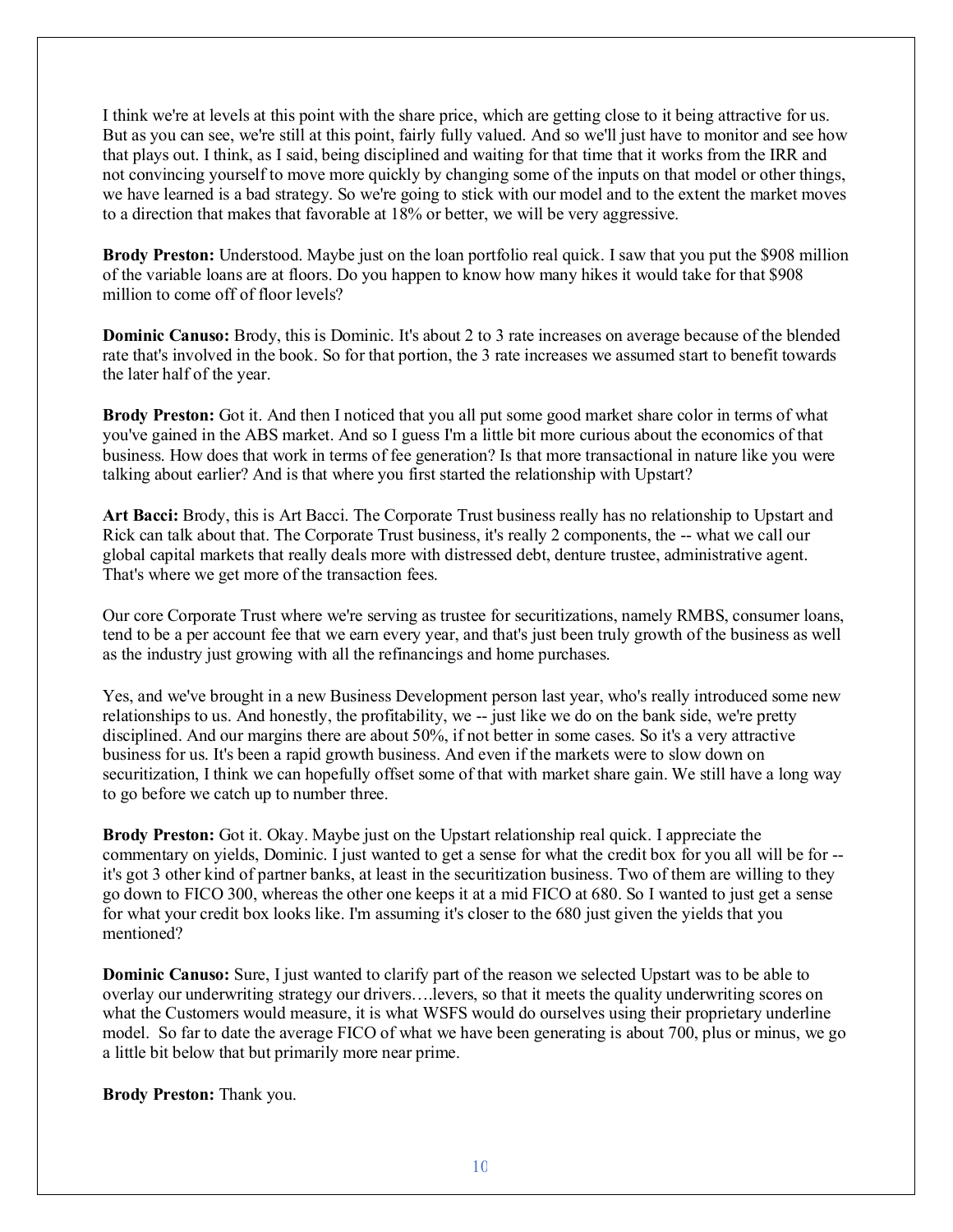I think we're at levels at this point with the share price, which are getting close to it being attractive for us. But as you can see, we're still at this point, fairly fully valued. And so we'll just have to monitor and see how that plays out. I think, as I said, being disciplined and waiting for that time that it works from the IRR and not convincing yourself to move more quickly by changing some of the inputs on that model or other things, we have learned is a bad strategy. So we're going to stick with our model and to the extent the market moves to a direction that makes that favorable at 18% or better, we will be very aggressive.

**Brody Preston:** Understood. Maybe just on the loan portfolio real quick. I saw that you put the $908 million of the variable loans are at floors. Do you happen to know how many hikes it would take for that $908 million to come off of floor levels?

**Dominic Canuso:** Brody, this is Dominic. It's about 2 to 3 rate increases on average because of the blended rate that's involved in the book. So for that portion, the 3 rate increases we assumed start to benefit towards the later half of the year.

**Brody Preston:** Got it. And then I noticed that you all put some good market share color in terms of what you've gained in the ABS market. And so I guess I'm a little bit more curious about the economics of that business. How does that work in terms of fee generation? Is that more transactional in nature like you were talking about earlier? And is that where you first started the relationship with Upstart?

**Art Bacci:** Brody, this is Art Bacci. The Corporate Trust business really has no relationship to Upstart and Rick can talk about that. The Corporate Trust business, it's really 2 components, the -- what we call our global capital markets that really deals more with distressed debt, denture trustee, administrative agent. That's where we get more of the transaction fees.

Our core Corporate Trust where we're serving as trustee for securitizations, namely RMBS, consumer loans, tend to be a per account fee that we earn every year, and that's just been truly growth of the business as well as the industry just growing with all the refinancings and home purchases.

Yes, and we've brought in a new Business Development person last year, who's really introduced some new relationships to us. And honestly, the profitability, we -- just like we do on the bank side, we're pretty disciplined. And our margins there are about 50%, if not better in some cases. So it's a very attractive business for us. It's been a rapid growth business. And even if the markets were to slow down on securitization, I think we can hopefully offset some of that with market share gain. We still have a long way to go before we catch up to number three.

**Brody Preston:** Got it. Okay. Maybe just on the Upstart relationship real quick. I appreciate the commentary on yields, Dominic. I just wanted to get a sense for what the credit box for you all will be for -- it's got 3 other kind of partner banks, at least in the securitization business. Two of them are willing to they go down to FICO 300, whereas the other one keeps it at a mid FICO at 680. So I wanted to just get a sense for what your credit box looks like. I'm assuming it's closer to the 680 just given the yields that you mentioned?

**Dominic Canuso:** Sure, I just wanted to clarify part of the reason we selected Upstart was to be able to overlay our underwriting strategy our drivers….levers, so that it meets the quality underwriting scores on what the Customers would measure, it is what WSFS would do ourselves using their proprietary underline model. So far to date the average FICO of what we have been generating is about 700, plus or minus, we go a little bit below that but primarily more near prime.

**Brody Preston:** Thank you.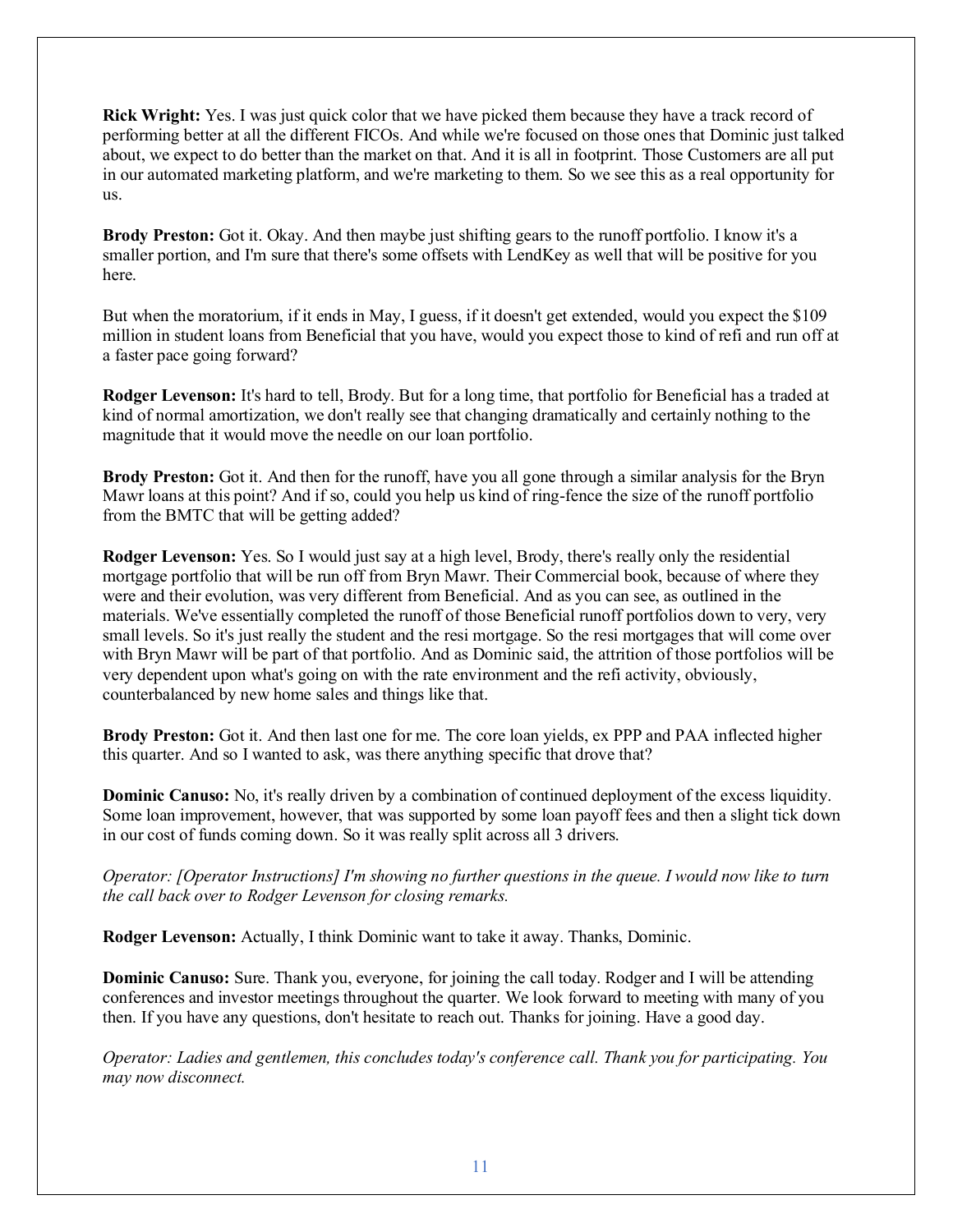**Rick Wright:** Yes. I was just quick color that we have picked them because they have a track record of performing better at all the different FICOs. And while we're focused on those ones that Dominic just talked about, we expect to do better than the market on that. And it is all in footprint. Those Customers are all put in our automated marketing platform, and we're marketing to them. So we see this as a real opportunity for us.

**Brody Preston:** Got it. Okay. And then maybe just shifting gears to the runoff portfolio. I know it's a smaller portion, and I'm sure that there's some offsets with LendKey as well that will be positive for you here.

But when the moratorium, if it ends in May, I guess, if it doesn't get extended, would you expect the $109 million in student loans from Beneficial that you have, would you expect those to kind of refi and run off at a faster pace going forward?

**Rodger Levenson:** It's hard to tell, Brody. But for a long time, that portfolio for Beneficial has a traded at kind of normal amortization, we don't really see that changing dramatically and certainly nothing to the magnitude that it would move the needle on our loan portfolio.

**Brody Preston:** Got it. And then for the runoff, have you all gone through a similar analysis for the Bryn Mawr loans at this point? And if so, could you help us kind of ring-fence the size of the runoff portfolio from the BMTC that will be getting added?

**Rodger Levenson:** Yes. So I would just say at a high level, Brody, there's really only the residential mortgage portfolio that will be run off from Bryn Mawr. Their Commercial book, because of where they were and their evolution, was very different from Beneficial. And as you can see, as outlined in the materials. We've essentially completed the runoff of those Beneficial runoff portfolios down to very, very small levels. So it's just really the student and the resi mortgage. So the resi mortgages that will come over with Bryn Mawr will be part of that portfolio. And as Dominic said, the attrition of those portfolios will be very dependent upon what's going on with the rate environment and the refi activity, obviously, counterbalanced by new home sales and things like that.

**Brody Preston:** Got it. And then last one for me. The core loan yields, ex PPP and PAA inflected higher this quarter. And so I wanted to ask, was there anything specific that drove that?

**Dominic Canuso:** No, it's really driven by a combination of continued deployment of the excess liquidity. Some loan improvement, however, that was supported by some loan payoff fees and then a slight tick down in our cost of funds coming down. So it was really split across all 3 drivers.

*Operator: [Operator Instructions] I'm showing no further questions in the queue. I would now like to turn the call back over to Rodger Levenson for closing remarks.*

**Rodger Levenson:** Actually, I think Dominic want to take it away. Thanks, Dominic.

**Dominic Canuso:** Sure. Thank you, everyone, for joining the call today. Rodger and I will be attending conferences and investor meetings throughout the quarter. We look forward to meeting with many of you then. If you have any questions, don't hesitate to reach out. Thanks for joining. Have a good day.

*Operator: Ladies and gentlemen, this concludes today's conference call. Thank you for participating. You may now disconnect.*